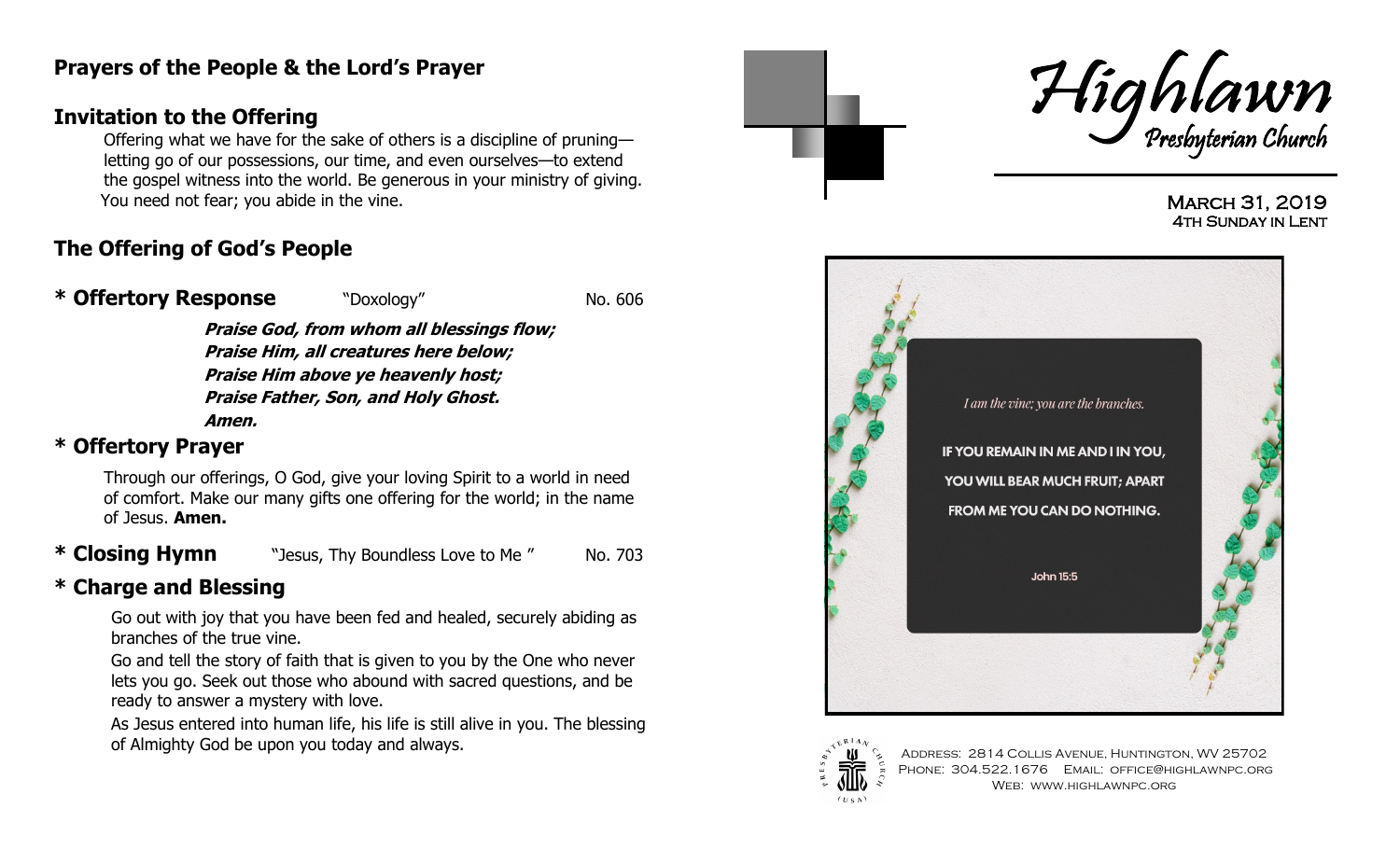## Prayers of the People & the Lord's Prayer

## Invitation to the Offering

Offering what we have for the sake of others is a discipline of pruning—letting go of our possessions, our time, and even ourselves—to extend the gospel witness into the world. Be generous in your ministry of giving. You need not fear; you abide in the vine.

## The Offering of God's People

**\* Offertory Response** "Doxology" No. 606

***Praise God, from whom all blessings flow;***
***Praise Him, all creatures here below;***
***Praise Him above ye heavenly host;***
***Praise Father, Son, and Holy Ghost.***
***Amen.***

## * Offertory Prayer

Through our offerings, O God, give your loving Spirit to a world in need of comfort. Make our many gifts one offering for the world; in the name of Jesus. **Amen.**

**\* Closing Hymn** "Jesus, Thy Boundless Love to Me " No. 703

## * Charge and Blessing

Go out with joy that you have been fed and healed, securely abiding as branches of the true vine.

Go and tell the story of faith that is given to you by the One who never lets you go. Seek out those who abound with sacred questions, and be ready to answer a mystery with love.

As Jesus entered into human life, his life is still alive in you. The blessing of Almighty God be upon you today and always.

# Highlawn Presbyterian Church

March 31, 2019
4th Sunday in Lent

*I am the vine; you are the branches.*

IF YOU REMAIN IN ME AND I IN YOU, YOU WILL BEAR MUCH FRUIT; APART FROM ME YOU CAN DO NOTHING.

John 15:5

Address: 2814 Collis Avenue, Huntington, WV 25702
Phone: 304.522.1676 Email: office@highlawnpc.org
Web: www.highlawnpc.org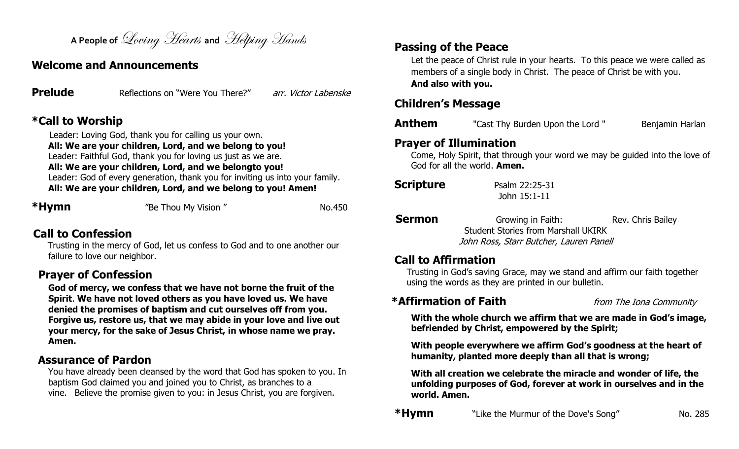A People of *Loving Hearts* and *Helping Hands*

## Welcome and Announcements

**Prelude** Reflections on "Were You There?" *arr. Victor Labenske*

## *Call to Worship

Leader: Loving God, thank you for calling us your own.
**All: We are your children, Lord, and we belong to you!**
Leader: Faithful God, thank you for loving us just as we are.
**All: We are your children, Lord, and we belongto you!**
Leader: God of every generation, thank you for inviting us into your family.
**All: We are your children, Lord, and we belong to you! Amen!**

**\*Hymn** "Be Thou My Vision " No.450

## Call to Confession

Trusting in the mercy of God, let us confess to God and to one another our failure to love our neighbor.

## Prayer of Confession

**God of mercy, we confess that we have not borne the fruit of the Spirit. We have not loved others as you have loved us. We have denied the promises of baptism and cut ourselves off from you. Forgive us, restore us, that we may abide in your love and live out your mercy, for the sake of Jesus Christ, in whose name we pray. Amen.**

## Assurance of Pardon

You have already been cleansed by the word that God has spoken to you. In baptism God claimed you and joined you to Christ, as branches to a vine. Believe the promise given to you: in Jesus Christ, you are forgiven.

## Passing of the Peace

Let the peace of Christ rule in your hearts. To this peace we were called as members of a single body in Christ. The peace of Christ be with you.
**And also with you.**

## Children's Message

**Anthem** "Cast Thy Burden Upon the Lord " Benjamin Harlan

## Prayer of Illumination

Come, Holy Spirit, that through your word we may be guided into the love of God for all the world. **Amen.**

**Scripture** Psalm 22:25-31
John 15:1-11

**Sermon** Growing in Faith: Rev. Chris Bailey
Student Stories from Marshall UKIRK
*John Ross, Starr Butcher, Lauren Panell*

## Call to Affirmation

Trusting in God's saving Grace, may we stand and affirm our faith together using the words as they are printed in our bulletin.

## *Affirmation of Faith *from The Iona Community*

**With the whole church we affirm that we are made in God's image, befriended by Christ, empowered by the Spirit;**

**With people everywhere we affirm God's goodness at the heart of humanity, planted more deeply than all that is wrong;**

**With all creation we celebrate the miracle and wonder of life, the unfolding purposes of God, forever at work in ourselves and in the world. Amen.**

**\*Hymn** "Like the Murmur of the Dove's Song" No. 285